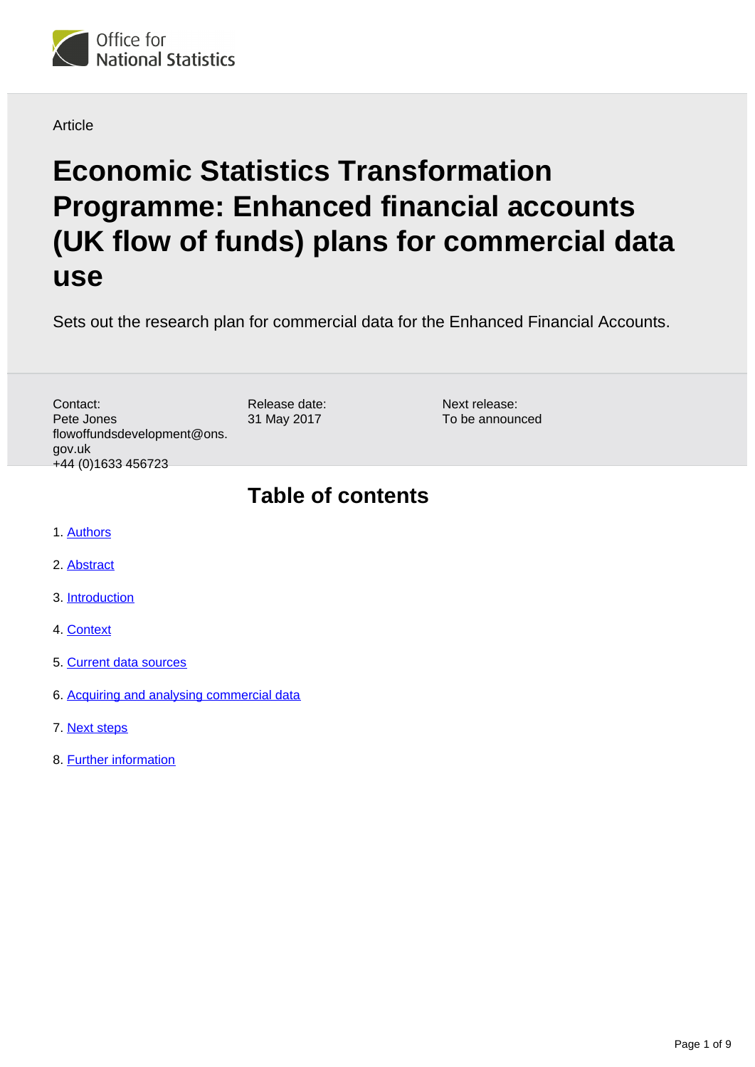Office for National Statistics

Article

# Economic Statistics Transformation Programme: Enhanced financial accounts (UK flow of funds) plans for commercial data use

Sets out the research plan for commercial data for the Enhanced Financial Accounts.

Contact:
Pete Jones
flowoffundsdevelopment@ons.gov.uk
+44 (0)1633 456723

Release date:
31 May 2017

Next release:
To be announced

## Table of contents

1. Authors
2. Abstract
3. Introduction
4. Context
5. Current data sources
6. Acquiring and analysing commercial data
7. Next steps
8. Further information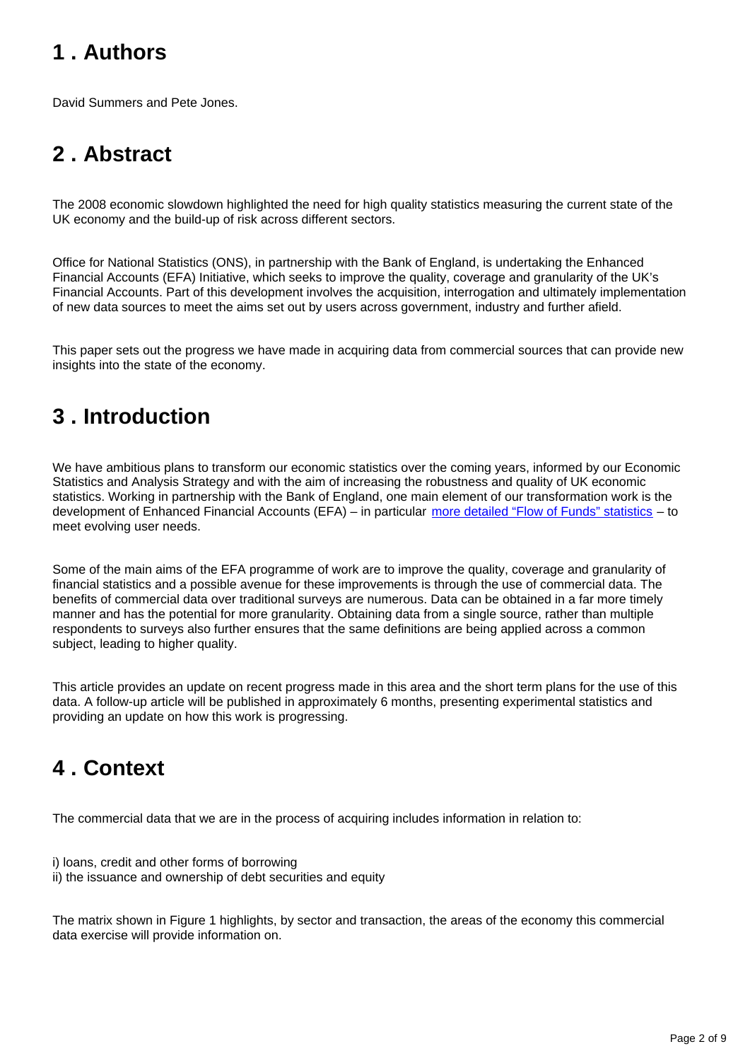## 1 . Authors

David Summers and Pete Jones.

## 2 . Abstract

The 2008 economic slowdown highlighted the need for high quality statistics measuring the current state of the UK economy and the build-up of risk across different sectors.

Office for National Statistics (ONS), in partnership with the Bank of England, is undertaking the Enhanced Financial Accounts (EFA) Initiative, which seeks to improve the quality, coverage and granularity of the UK's Financial Accounts. Part of this development involves the acquisition, interrogation and ultimately implementation of new data sources to meet the aims set out by users across government, industry and further afield.

This paper sets out the progress we have made in acquiring data from commercial sources that can provide new insights into the state of the economy.

## 3 . Introduction

We have ambitious plans to transform our economic statistics over the coming years, informed by our Economic Statistics and Analysis Strategy and with the aim of increasing the robustness and quality of UK economic statistics. Working in partnership with the Bank of England, one main element of our transformation work is the development of Enhanced Financial Accounts (EFA) – in particular more detailed "Flow of Funds" statistics – to meet evolving user needs.

Some of the main aims of the EFA programme of work are to improve the quality, coverage and granularity of financial statistics and a possible avenue for these improvements is through the use of commercial data. The benefits of commercial data over traditional surveys are numerous. Data can be obtained in a far more timely manner and has the potential for more granularity. Obtaining data from a single source, rather than multiple respondents to surveys also further ensures that the same definitions are being applied across a common subject, leading to higher quality.

This article provides an update on recent progress made in this area and the short term plans for the use of this data. A follow-up article will be published in approximately 6 months, presenting experimental statistics and providing an update on how this work is progressing.

## 4 . Context

The commercial data that we are in the process of acquiring includes information in relation to:

i) loans, credit and other forms of borrowing
ii) the issuance and ownership of debt securities and equity

The matrix shown in Figure 1 highlights, by sector and transaction, the areas of the economy this commercial data exercise will provide information on.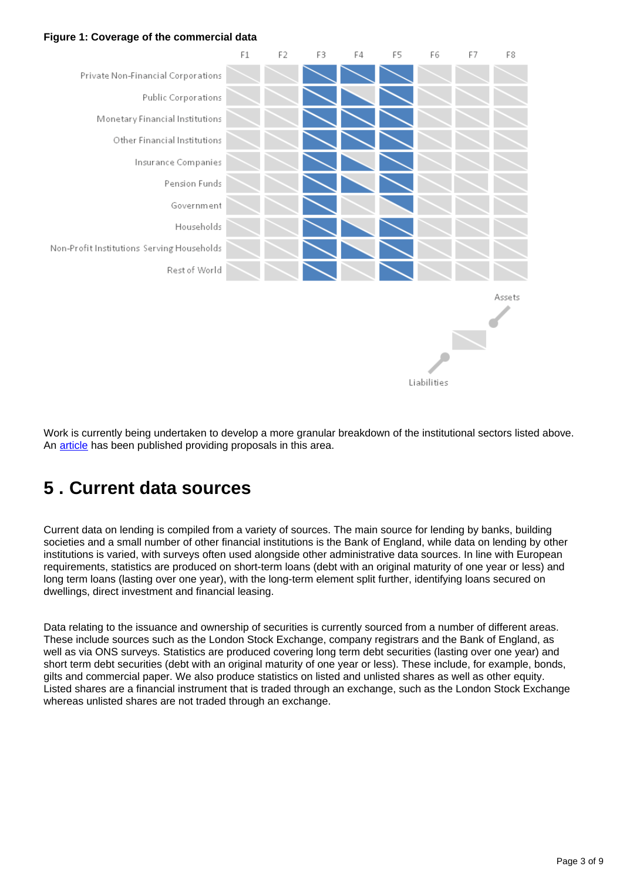**Figure 1: Coverage of the commercial data**

Work is currently being undertaken to develop a more granular breakdown of the institutional sectors listed above. An article has been published providing proposals in this area.

## 5 . Current data sources

Current data on lending is compiled from a variety of sources. The main source for lending by banks, building societies and a small number of other financial institutions is the Bank of England, while data on lending by other institutions is varied, with surveys often used alongside other administrative data sources. In line with European requirements, statistics are produced on short-term loans (debt with an original maturity of one year or less) and long term loans (lasting over one year), with the long-term element split further, identifying loans secured on dwellings, direct investment and financial leasing.

Data relating to the issuance and ownership of securities is currently sourced from a number of different areas. These include sources such as the London Stock Exchange, company registrars and the Bank of England, as well as via ONS surveys. Statistics are produced covering long term debt securities (lasting over one year) and short term debt securities (debt with an original maturity of one year or less). These include, for example, bonds, gilts and commercial paper. We also produce statistics on listed and unlisted shares as well as other equity. Listed shares are a financial instrument that is traded through an exchange, such as the London Stock Exchange whereas unlisted shares are not traded through an exchange.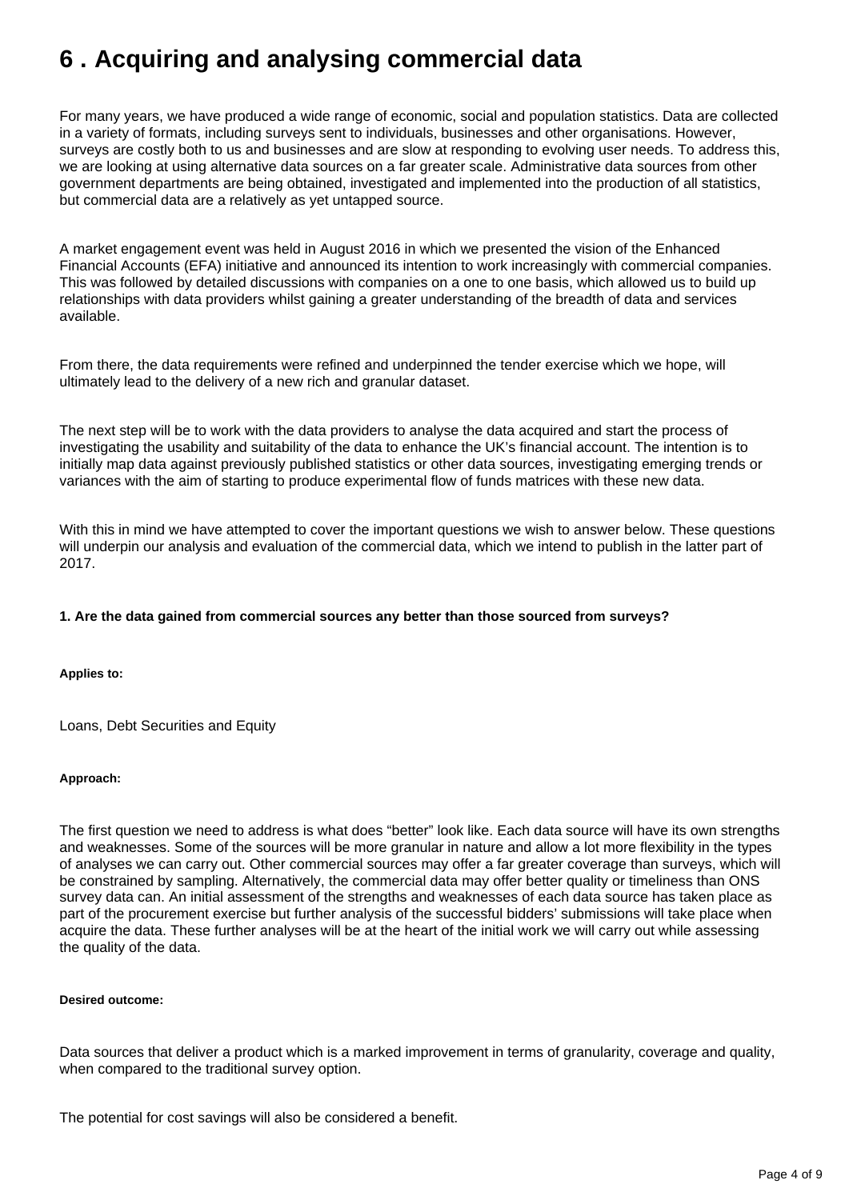# 6 . Acquiring and analysing commercial data

For many years, we have produced a wide range of economic, social and population statistics. Data are collected in a variety of formats, including surveys sent to individuals, businesses and other organisations. However, surveys are costly both to us and businesses and are slow at responding to evolving user needs. To address this, we are looking at using alternative data sources on a far greater scale. Administrative data sources from other government departments are being obtained, investigated and implemented into the production of all statistics, but commercial data are a relatively as yet untapped source.

A market engagement event was held in August 2016 in which we presented the vision of the Enhanced Financial Accounts (EFA) initiative and announced its intention to work increasingly with commercial companies. This was followed by detailed discussions with companies on a one to one basis, which allowed us to build up relationships with data providers whilst gaining a greater understanding of the breadth of data and services available.

From there, the data requirements were refined and underpinned the tender exercise which we hope, will ultimately lead to the delivery of a new rich and granular dataset.

The next step will be to work with the data providers to analyse the data acquired and start the process of investigating the usability and suitability of the data to enhance the UK's financial account. The intention is to initially map data against previously published statistics or other data sources, investigating emerging trends or variances with the aim of starting to produce experimental flow of funds matrices with these new data.

With this in mind we have attempted to cover the important questions we wish to answer below. These questions will underpin our analysis and evaluation of the commercial data, which we intend to publish in the latter part of 2017.

**1. Are the data gained from commercial sources any better than those sourced from surveys?**

**Applies to:**

Loans, Debt Securities and Equity

**Approach:**

The first question we need to address is what does "better" look like. Each data source will have its own strengths and weaknesses. Some of the sources will be more granular in nature and allow a lot more flexibility in the types of analyses we can carry out. Other commercial sources may offer a far greater coverage than surveys, which will be constrained by sampling. Alternatively, the commercial data may offer better quality or timeliness than ONS survey data can. An initial assessment of the strengths and weaknesses of each data source has taken place as part of the procurement exercise but further analysis of the successful bidders' submissions will take place when acquire the data. These further analyses will be at the heart of the initial work we will carry out while assessing the quality of the data.

**Desired outcome:**

Data sources that deliver a product which is a marked improvement in terms of granularity, coverage and quality, when compared to the traditional survey option.

The potential for cost savings will also be considered a benefit.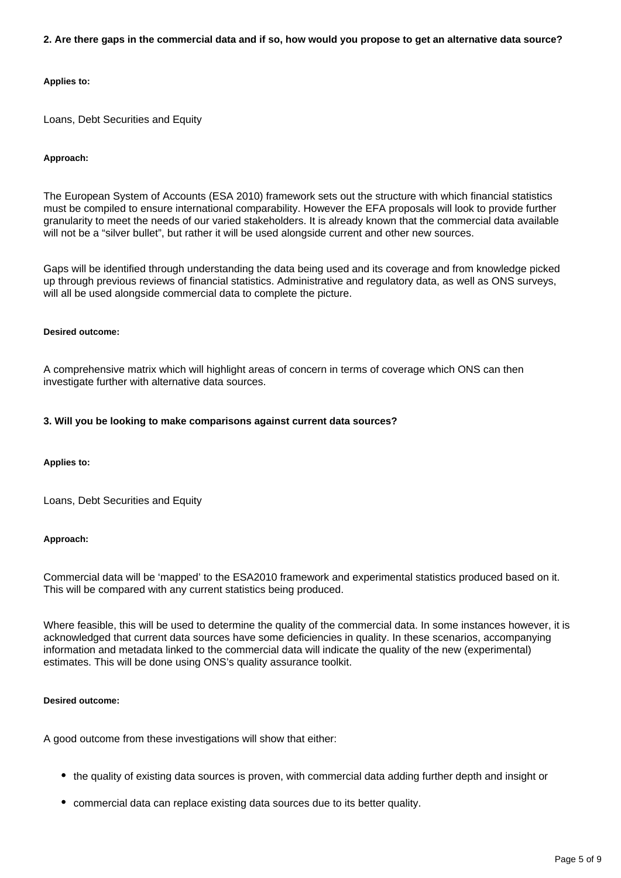**2. Are there gaps in the commercial data and if so, how would you propose to get an alternative data source?**

**Applies to:**

Loans, Debt Securities and Equity

**Approach:**

The European System of Accounts (ESA 2010) framework sets out the structure with which financial statistics must be compiled to ensure international comparability. However the EFA proposals will look to provide further granularity to meet the needs of our varied stakeholders. It is already known that the commercial data available will not be a "silver bullet", but rather it will be used alongside current and other new sources.

Gaps will be identified through understanding the data being used and its coverage and from knowledge picked up through previous reviews of financial statistics. Administrative and regulatory data, as well as ONS surveys, will all be used alongside commercial data to complete the picture.

**Desired outcome:**

A comprehensive matrix which will highlight areas of concern in terms of coverage which ONS can then investigate further with alternative data sources.

**3. Will you be looking to make comparisons against current data sources?**

**Applies to:**

Loans, Debt Securities and Equity

**Approach:**

Commercial data will be 'mapped' to the ESA2010 framework and experimental statistics produced based on it. This will be compared with any current statistics being produced.

Where feasible, this will be used to determine the quality of the commercial data. In some instances however, it is acknowledged that current data sources have some deficiencies in quality. In these scenarios, accompanying information and metadata linked to the commercial data will indicate the quality of the new (experimental) estimates. This will be done using ONS's quality assurance toolkit.

**Desired outcome:**

A good outcome from these investigations will show that either:

- the quality of existing data sources is proven, with commercial data adding further depth and insight or
- commercial data can replace existing data sources due to its better quality.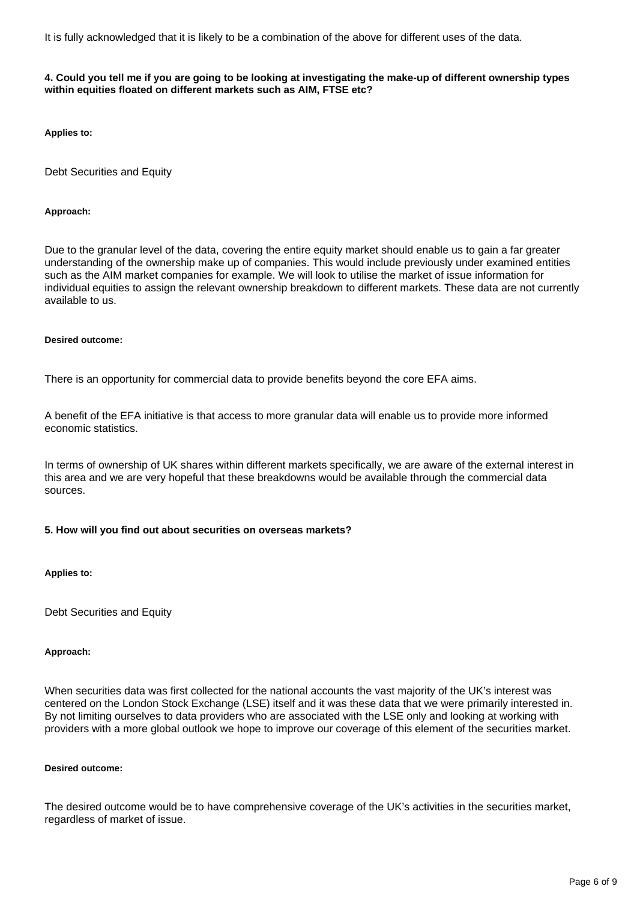It is fully acknowledged that it is likely to be a combination of the above for different uses of the data.

**4. Could you tell me if you are going to be looking at investigating the make-up of different ownership types within equities floated on different markets such as AIM, FTSE etc?**

**Applies to:**

Debt Securities and Equity

**Approach:**

Due to the granular level of the data, covering the entire equity market should enable us to gain a far greater understanding of the ownership make up of companies. This would include previously under examined entities such as the AIM market companies for example. We will look to utilise the market of issue information for individual equities to assign the relevant ownership breakdown to different markets. These data are not currently available to us.

**Desired outcome:**

There is an opportunity for commercial data to provide benefits beyond the core EFA aims.

A benefit of the EFA initiative is that access to more granular data will enable us to provide more informed economic statistics.

In terms of ownership of UK shares within different markets specifically, we are aware of the external interest in this area and we are very hopeful that these breakdowns would be available through the commercial data sources.

**5. How will you find out about securities on overseas markets?**

**Applies to:**

Debt Securities and Equity

**Approach:**

When securities data was first collected for the national accounts the vast majority of the UK's interest was centered on the London Stock Exchange (LSE) itself and it was these data that we were primarily interested in. By not limiting ourselves to data providers who are associated with the LSE only and looking at working with providers with a more global outlook we hope to improve our coverage of this element of the securities market.

**Desired outcome:**

The desired outcome would be to have comprehensive coverage of the UK's activities in the securities market, regardless of market of issue.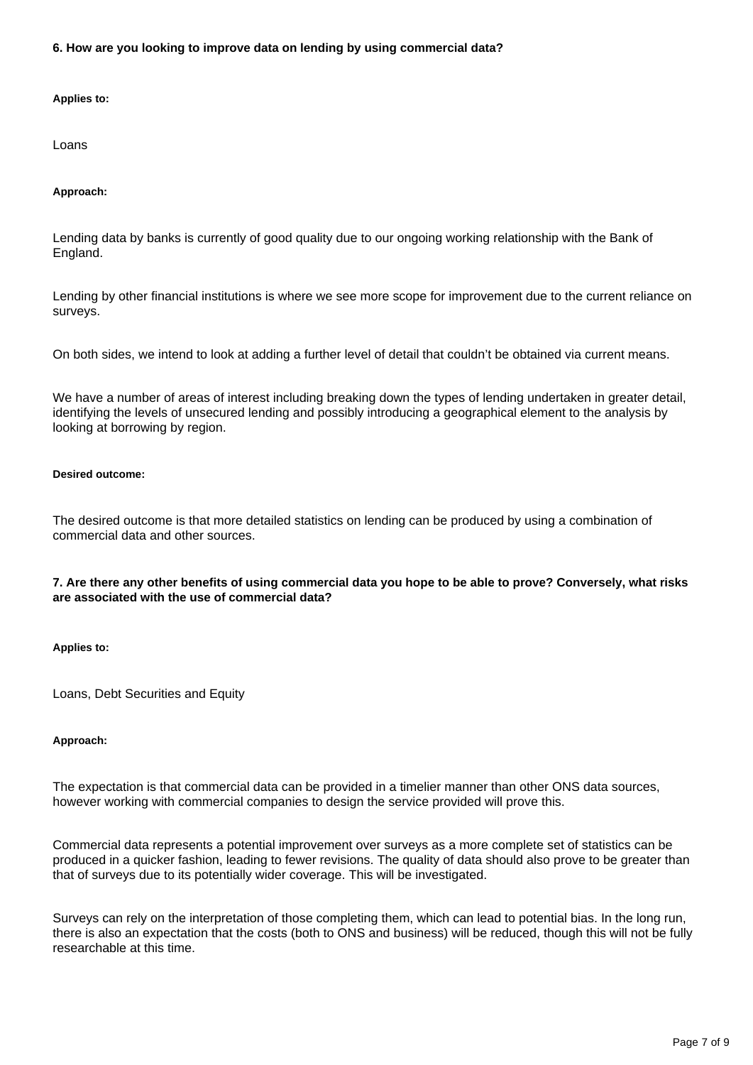**6. How are you looking to improve data on lending by using commercial data?**

**Applies to:**

Loans

**Approach:**

Lending data by banks is currently of good quality due to our ongoing working relationship with the Bank of England.

Lending by other financial institutions is where we see more scope for improvement due to the current reliance on surveys.

On both sides, we intend to look at adding a further level of detail that couldn't be obtained via current means.

We have a number of areas of interest including breaking down the types of lending undertaken in greater detail, identifying the levels of unsecured lending and possibly introducing a geographical element to the analysis by looking at borrowing by region.

**Desired outcome:**

The desired outcome is that more detailed statistics on lending can be produced by using a combination of commercial data and other sources.

**7. Are there any other benefits of using commercial data you hope to be able to prove? Conversely, what risks are associated with the use of commercial data?**

**Applies to:**

Loans, Debt Securities and Equity

**Approach:**

The expectation is that commercial data can be provided in a timelier manner than other ONS data sources, however working with commercial companies to design the service provided will prove this.

Commercial data represents a potential improvement over surveys as a more complete set of statistics can be produced in a quicker fashion, leading to fewer revisions. The quality of data should also prove to be greater than that of surveys due to its potentially wider coverage. This will be investigated.

Surveys can rely on the interpretation of those completing them, which can lead to potential bias. In the long run, there is also an expectation that the costs (both to ONS and business) will be reduced, though this will not be fully researchable at this time.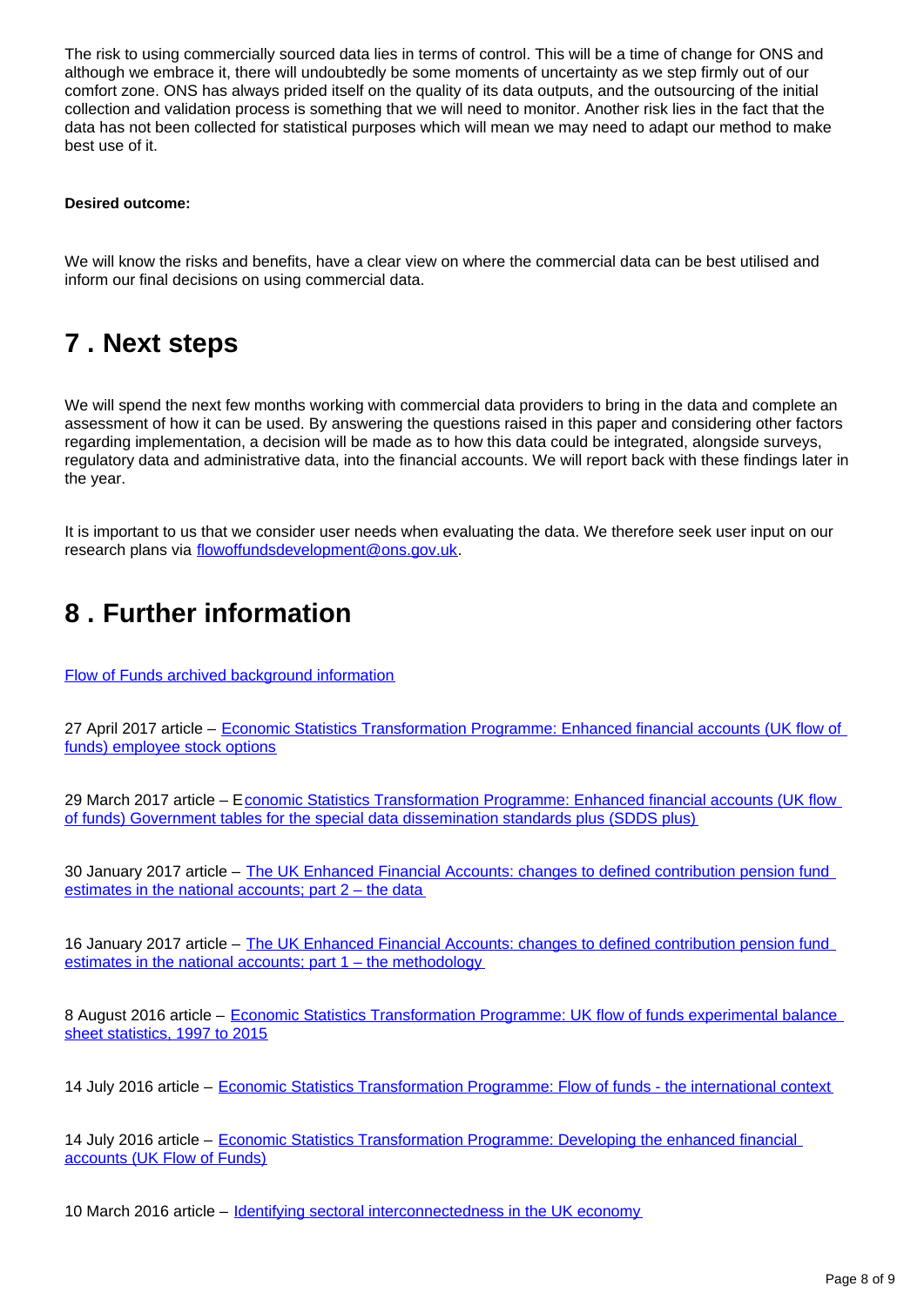The risk to using commercially sourced data lies in terms of control. This will be a time of change for ONS and although we embrace it, there will undoubtedly be some moments of uncertainty as we step firmly out of our comfort zone. ONS has always prided itself on the quality of its data outputs, and the outsourcing of the initial collection and validation process is something that we will need to monitor. Another risk lies in the fact that the data has not been collected for statistical purposes which will mean we may need to adapt our method to make best use of it.

**Desired outcome:**

We will know the risks and benefits, have a clear view on where the commercial data can be best utilised and inform our final decisions on using commercial data.

## 7 . Next steps

We will spend the next few months working with commercial data providers to bring in the data and complete an assessment of how it can be used. By answering the questions raised in this paper and considering other factors regarding implementation, a decision will be made as to how this data could be integrated, alongside surveys, regulatory data and administrative data, into the financial accounts. We will report back with these findings later in the year.

It is important to us that we consider user needs when evaluating the data. We therefore seek user input on our research plans via flowoffundsdevelopment@ons.gov.uk.

## 8 . Further information

Flow of Funds archived background information

27 April 2017 article – Economic Statistics Transformation Programme: Enhanced financial accounts (UK flow of funds) employee stock options

29 March 2017 article – Economic Statistics Transformation Programme: Enhanced financial accounts (UK flow of funds) Government tables for the special data dissemination standards plus (SDDS plus)

30 January 2017 article – The UK Enhanced Financial Accounts: changes to defined contribution pension fund estimates in the national accounts; part 2 – the data

16 January 2017 article – The UK Enhanced Financial Accounts: changes to defined contribution pension fund estimates in the national accounts; part 1 – the methodology

8 August 2016 article – Economic Statistics Transformation Programme: UK flow of funds experimental balance sheet statistics, 1997 to 2015

14 July 2016 article – Economic Statistics Transformation Programme: Flow of funds - the international context

14 July 2016 article – Economic Statistics Transformation Programme: Developing the enhanced financial accounts (UK Flow of Funds)

10 March 2016 article – Identifying sectoral interconnectedness in the UK economy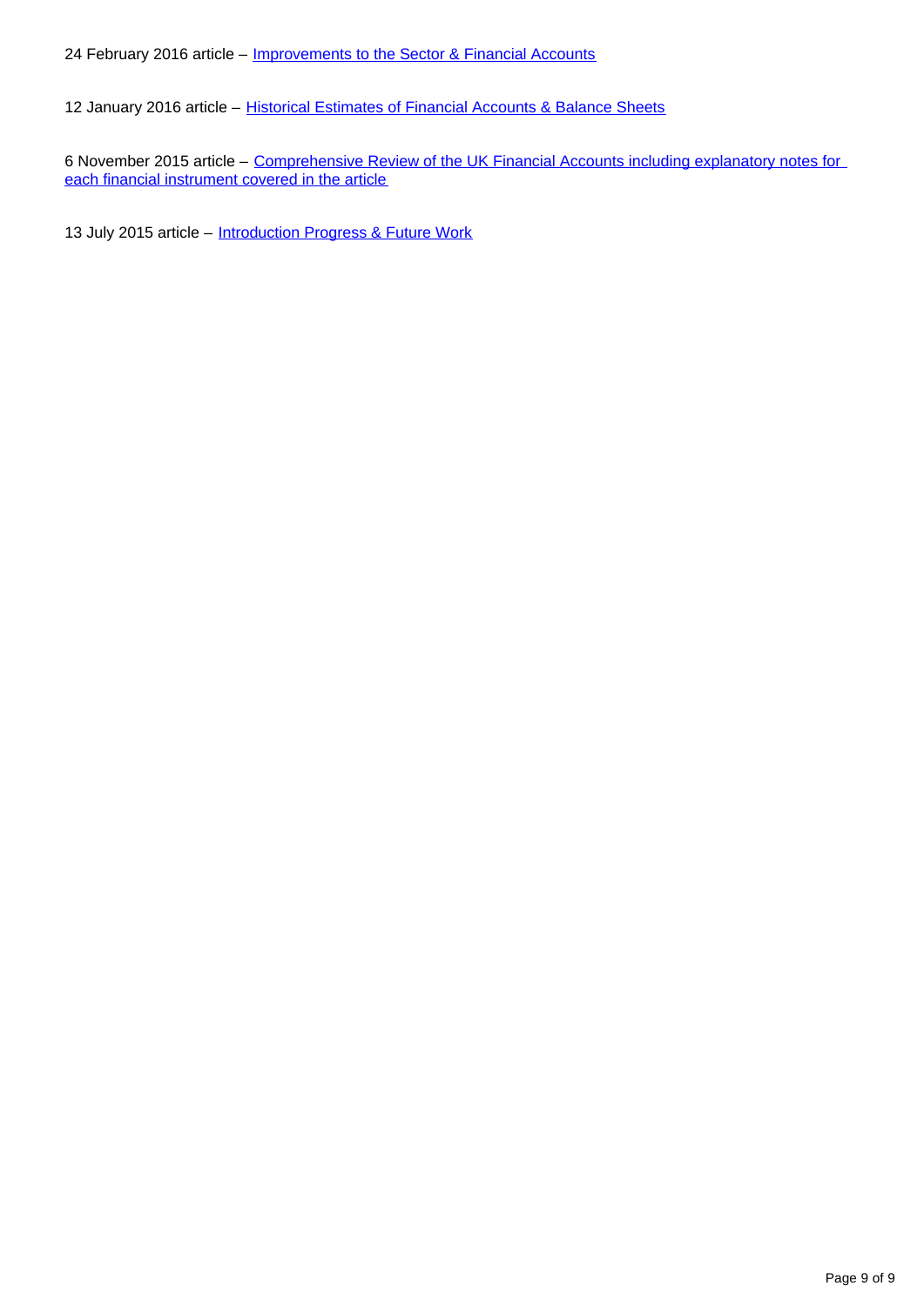24 February 2016 article – Improvements to the Sector & Financial Accounts

12 January 2016 article – Historical Estimates of Financial Accounts & Balance Sheets

6 November 2015 article – Comprehensive Review of the UK Financial Accounts including explanatory notes for each financial instrument covered in the article

13 July 2015 article – Introduction Progress & Future Work